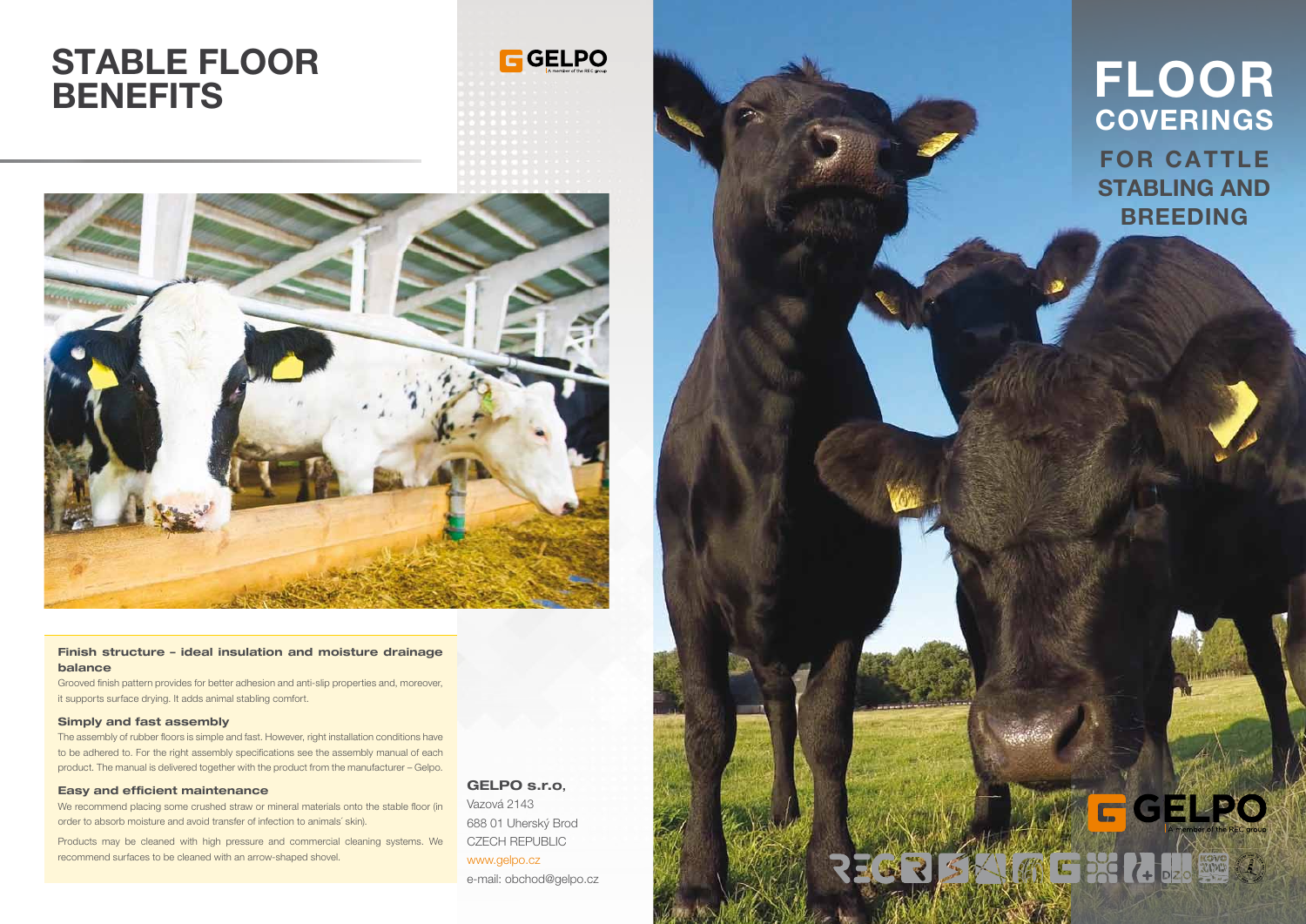# STABLE FLOOR BENEFITS

**Finish structure – ideal insulation and moisture drainage balance**

Grooved finish pattern provides for better adhesion and anti-slip properties and, moreover, it supports surface drying. It adds animal stabling comfort.

**Simply and fast assembly**

The assembly of rubber floors is simple and fast. However, right installation conditions have to be adhered to. For the right assembly specifications see the assembly manual of each product. The manual is delivered together with the product from the manufacturer – Gelpo.

**Easy and efficient maintenance**

We recommend placing some crushed straw or mineral materials onto the stable floor (in order to absorb moisture and avoid transfer of infection to animals´ skin).

Products may be cleaned with high pressure and commercial cleaning systems. We recommend surfaces to be cleaned with an arrow-shaped shovel.

**GELPO s.r.o,**
Vazová 2143
688 01 Uherský Brod
CZECH REPUBLIC
www.gelpo.cz
e-mail: obchod@gelpo.cz

# FLOOR COVERINGS

## FOR CATTLE STABLING AND BREEDING

GELPO
A member of the REC group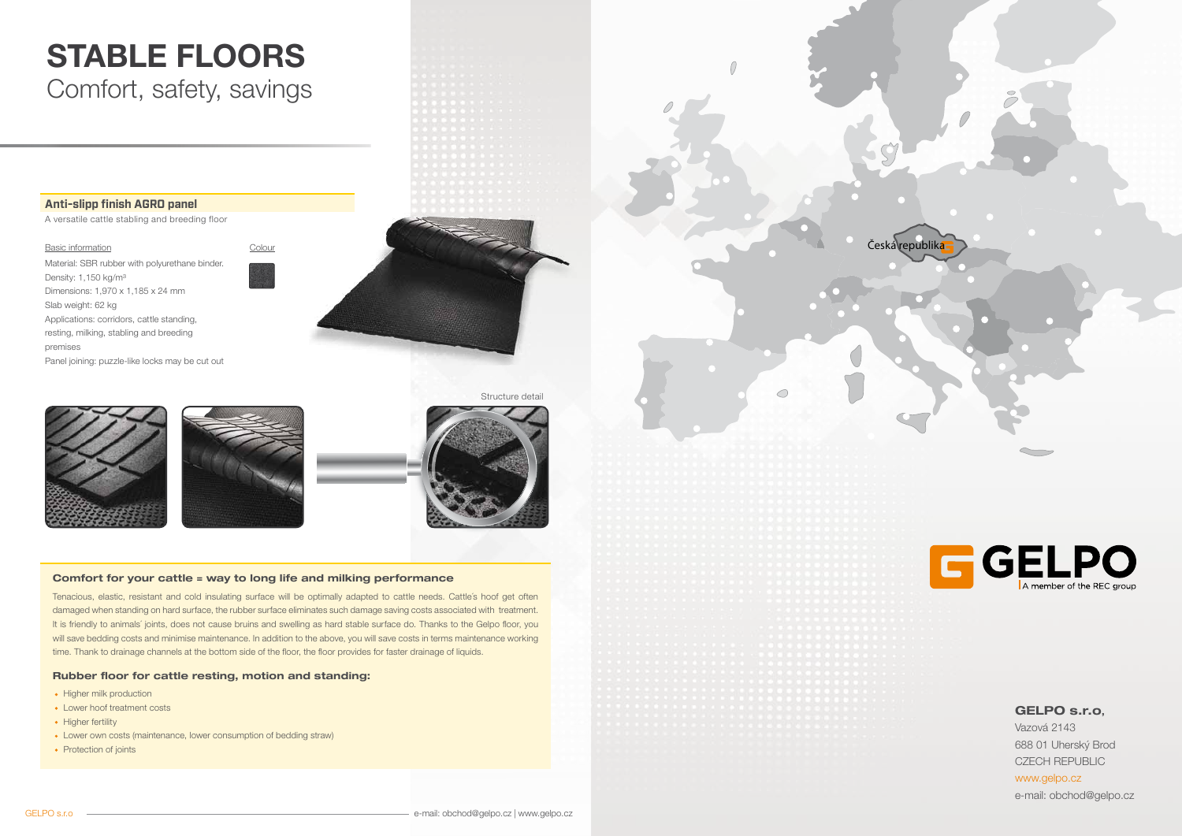# STABLE FLOORS

Comfort, safety, savings

## Anti-slipp finish AGRO panel

A versatile cattle stabling and breeding floor

Basic information

Material: SBR rubber with polyurethane binder.
Density: 1,150 kg/m³
Dimensions: 1,970 x 1,185 x 24 mm
Slab weight: 62 kg
Applications: corridors, cattle standing, resting, milking, stabling and breeding premises
Panel joining: puzzle-like locks may be cut out

Colour

Structure detail

### Comfort for your cattle = way to long life and milking performance

Tenacious, elastic, resistant and cold insulating surface will be optimally adapted to cattle needs. Cattle's hoof get often damaged when standing on hard surface, the rubber surface eliminates such damage saving costs associated with treatment. It is friendly to animals' joints, does not cause bruins and swelling as hard stable surface do. Thanks to the Gelpo floor, you will save bedding costs and minimise maintenance. In addition to the above, you will save costs in terms maintenance working time. Thank to drainage channels at the bottom side of the floor, the floor provides for faster drainage of liquids.

### Rubber floor for cattle resting, motion and standing:

- Higher milk production
- Lower hoof treatment costs
- Higher fertility
- Lower own costs (maintenance, lower consumption of bedding straw)
- Protection of joints

Česká republika

GELPO
A member of the REC group

**GELPO s.r.o,**
Vazová 2143
688 01 Uherský Brod
CZECH REPUBLIC
www.gelpo.cz
e-mail: obchod@gelpo.cz